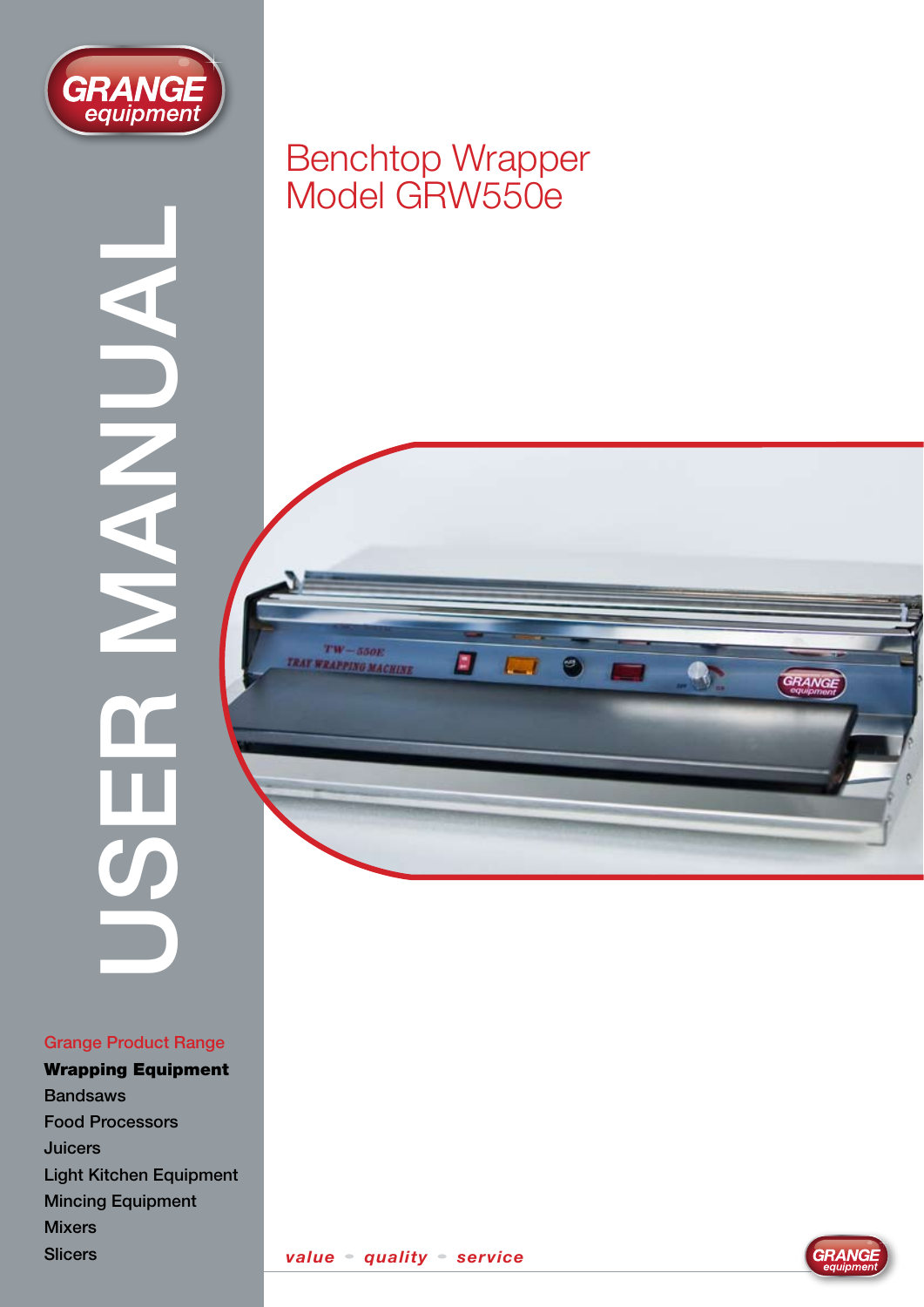GRANGE equipment

# USER MANUAL

## Benchtop Wrapper
## Model GRW550e

### Grange Product Range

**Wrapping Equipment**
Bandsaws
Food Processors
Juicers
Light Kitchen Equipment
Mincing Equipment
Mixers
Slicers

*value – quality – service*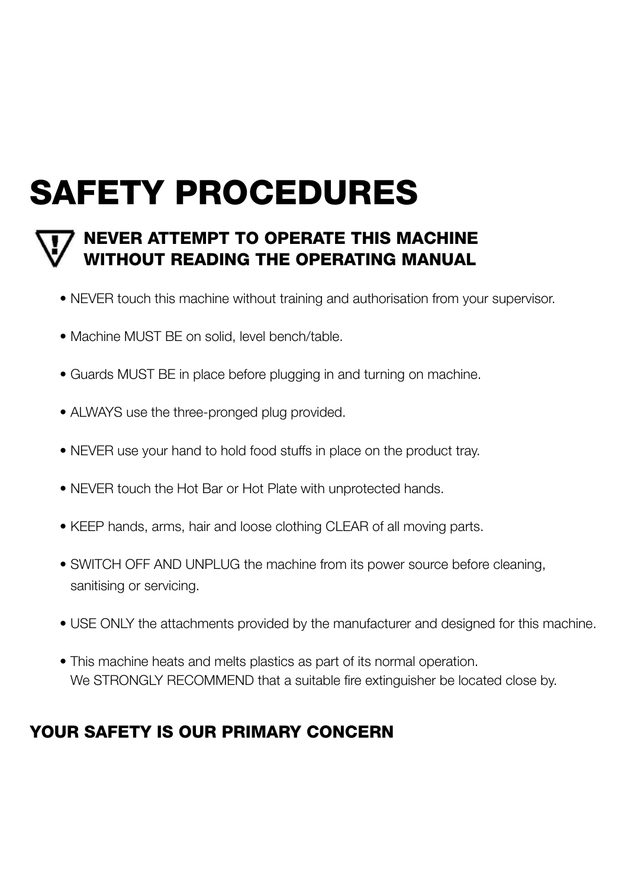# SAFETY PROCEDURES

## NEVER ATTEMPT TO OPERATE THIS MACHINE WITHOUT READING THE OPERATING MANUAL

- NEVER touch this machine without training and authorisation from your supervisor.
- Machine MUST BE on solid, level bench/table.
- Guards MUST BE in place before plugging in and turning on machine.
- ALWAYS use the three-pronged plug provided.
- NEVER use your hand to hold food stuffs in place on the product tray.
- NEVER touch the Hot Bar or Hot Plate with unprotected hands.
- KEEP hands, arms, hair and loose clothing CLEAR of all moving parts.
- SWITCH OFF AND UNPLUG the machine from its power source before cleaning, sanitising or servicing.
- USE ONLY the attachments provided by the manufacturer and designed for this machine.
- This machine heats and melts plastics as part of its normal operation.
  We STRONGLY RECOMMEND that a suitable fire extinguisher be located close by.

**YOUR SAFETY IS OUR PRIMARY CONCERN**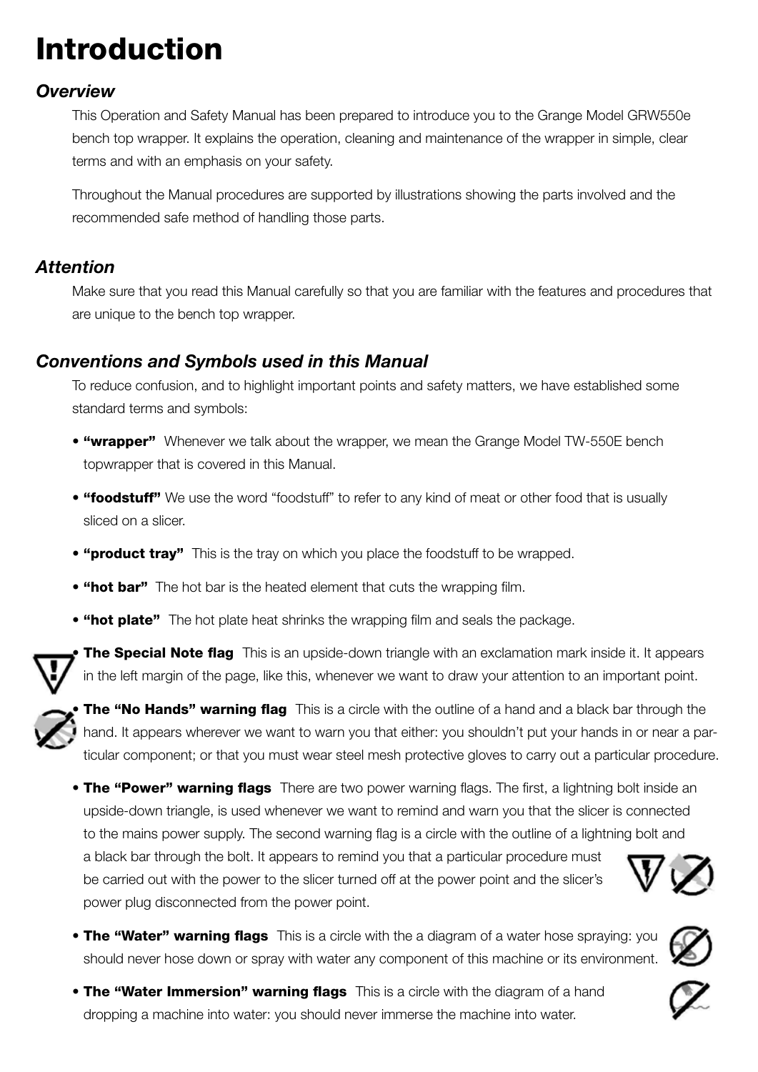# Introduction

## *Overview*

This Operation and Safety Manual has been prepared to introduce you to the Grange Model GRW550e bench top wrapper. It explains the operation, cleaning and maintenance of the wrapper in simple, clear terms and with an emphasis on your safety.

Throughout the Manual procedures are supported by illustrations showing the parts involved and the recommended safe method of handling those parts.

## *Attention*

Make sure that you read this Manual carefully so that you are familiar with the features and procedures that are unique to the bench top wrapper.

## *Conventions and Symbols used in this Manual*

To reduce confusion, and to highlight important points and safety matters, we have established some standard terms and symbols:

- **"wrapper"** Whenever we talk about the wrapper, we mean the Grange Model TW-550E bench topwrapper that is covered in this Manual.
- **"foodstuff"** We use the word "foodstuff" to refer to any kind of meat or other food that is usually sliced on a slicer.
- **"product tray"** This is the tray on which you place the foodstuff to be wrapped.
- **"hot bar"** The hot bar is the heated element that cuts the wrapping film.
- **"hot plate"** The hot plate heat shrinks the wrapping film and seals the package.
- **The Special Note flag** This is an upside-down triangle with an exclamation mark inside it. It appears in the left margin of the page, like this, whenever we want to draw your attention to an important point.
- **The "No Hands" warning flag** This is a circle with the outline of a hand and a black bar through the hand. It appears wherever we want to warn you that either: you shouldn't put your hands in or near a particular component; or that you must wear steel mesh protective gloves to carry out a particular procedure.
- **The "Power" warning flags** There are two power warning flags. The first, a lightning bolt inside an upside-down triangle, is used whenever we want to remind and warn you that the slicer is connected to the mains power supply. The second warning flag is a circle with the outline of a lightning bolt and a black bar through the bolt. It appears to remind you that a particular procedure must be carried out with the power to the slicer turned off at the power point and the slicer's power plug disconnected from the power point.
- **The "Water" warning flags** This is a circle with the a diagram of a water hose spraying: you should never hose down or spray with water any component of this machine or its environment.
- **The "Water Immersion" warning flags** This is a circle with the diagram of a hand dropping a machine into water: you should never immerse the machine into water.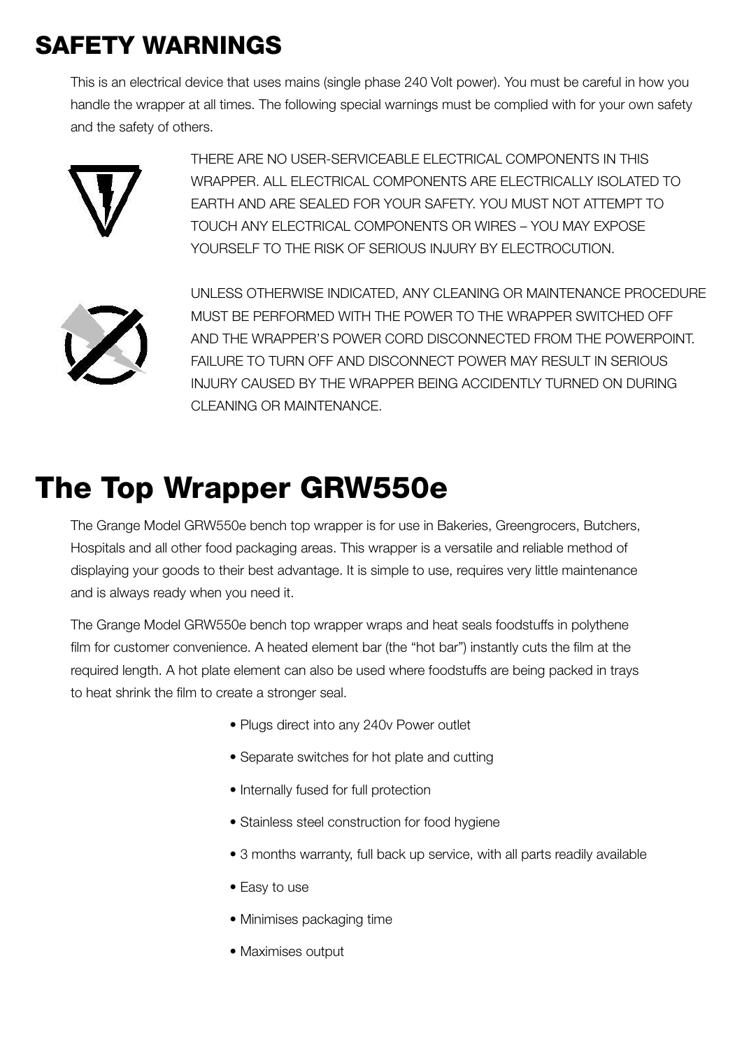# SAFETY WARNINGS

This is an electrical device that uses mains (single phase 240 Volt power). You must be careful in how you handle the wrapper at all times. The following special warnings must be complied with for your own safety and the safety of others.

THERE ARE NO USER-SERVICEABLE ELECTRICAL COMPONENTS IN THIS WRAPPER. ALL ELECTRICAL COMPONENTS ARE ELECTRICALLY ISOLATED TO EARTH AND ARE SEALED FOR YOUR SAFETY. YOU MUST NOT ATTEMPT TO TOUCH ANY ELECTRICAL COMPONENTS OR WIRES – YOU MAY EXPOSE YOURSELF TO THE RISK OF SERIOUS INJURY BY ELECTROCUTION.

UNLESS OTHERWISE INDICATED, ANY CLEANING OR MAINTENANCE PROCEDURE MUST BE PERFORMED WITH THE POWER TO THE WRAPPER SWITCHED OFF AND THE WRAPPER'S POWER CORD DISCONNECTED FROM THE POWERPOINT. FAILURE TO TURN OFF AND DISCONNECT POWER MAY RESULT IN SERIOUS INJURY CAUSED BY THE WRAPPER BEING ACCIDENTLY TURNED ON DURING CLEANING OR MAINTENANCE.

# The Top Wrapper GRW550e

The Grange Model GRW550e bench top wrapper is for use in Bakeries, Greengrocers, Butchers, Hospitals and all other food packaging areas. This wrapper is a versatile and reliable method of displaying your goods to their best advantage. It is simple to use, requires very little maintenance and is always ready when you need it.

The Grange Model GRW550e bench top wrapper wraps and heat seals foodstuffs in polythene film for customer convenience. A heated element bar (the "hot bar") instantly cuts the film at the required length. A hot plate element can also be used where foodstuffs are being packed in trays to heat shrink the film to create a stronger seal.

- Plugs direct into any 240v Power outlet
- Separate switches for hot plate and cutting
- Internally fused for full protection
- Stainless steel construction for food hygiene
- 3 months warranty, full back up service, with all parts readily available
- Easy to use
- Minimises packaging time
- Maximises output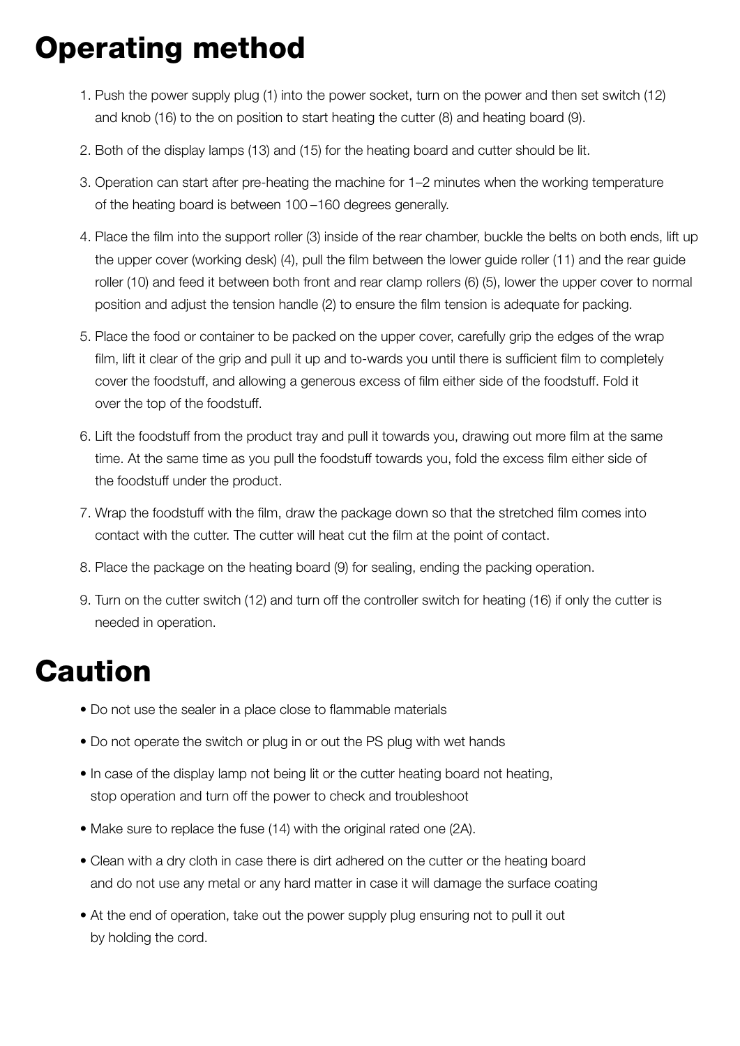# Operating method

1. Push the power supply plug (1) into the power socket, turn on the power and then set switch (12) and knob (16) to the on position to start heating the cutter (8) and heating board (9).
2. Both of the display lamps (13) and (15) for the heating board and cutter should be lit.
3. Operation can start after pre-heating the machine for 1–2 minutes when the working temperature of the heating board is between 100 –160 degrees generally.
4. Place the film into the support roller (3) inside of the rear chamber, buckle the belts on both ends, lift up the upper cover (working desk) (4), pull the film between the lower guide roller (11) and the rear guide roller (10) and feed it between both front and rear clamp rollers (6) (5), lower the upper cover to normal position and adjust the tension handle (2) to ensure the film tension is adequate for packing.
5. Place the food or container to be packed on the upper cover, carefully grip the edges of the wrap film, lift it clear of the grip and pull it up and to-wards you until there is sufficient film to completely cover the foodstuff, and allowing a generous excess of film either side of the foodstuff. Fold it over the top of the foodstuff.
6. Lift the foodstuff from the product tray and pull it towards you, drawing out more film at the same time. At the same time as you pull the foodstuff towards you, fold the excess film either side of the foodstuff under the product.
7. Wrap the foodstuff with the film, draw the package down so that the stretched film comes into contact with the cutter. The cutter will heat cut the film at the point of contact.
8. Place the package on the heating board (9) for sealing, ending the packing operation.
9. Turn on the cutter switch (12) and turn off the controller switch for heating (16) if only the cutter is needed in operation.

# Caution

- Do not use the sealer in a place close to flammable materials
- Do not operate the switch or plug in or out the PS plug with wet hands
- In case of the display lamp not being lit or the cutter heating board not heating, stop operation and turn off the power to check and troubleshoot
- Make sure to replace the fuse (14) with the original rated one (2A).
- Clean with a dry cloth in case there is dirt adhered on the cutter or the heating board and do not use any metal or any hard matter in case it will damage the surface coating
- At the end of operation, take out the power supply plug ensuring not to pull it out by holding the cord.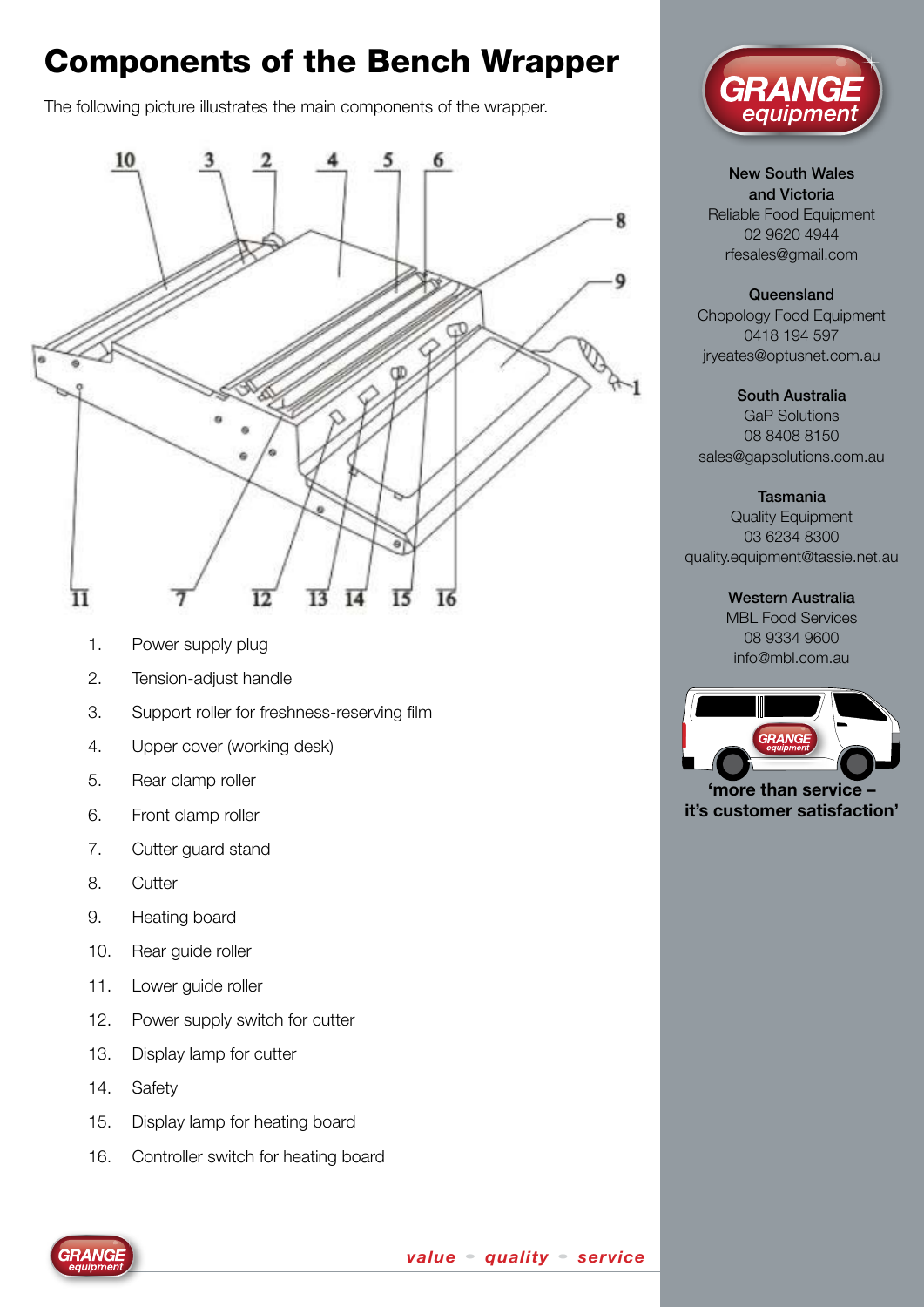# Components of the Bench Wrapper

The following picture illustrates the main components of the wrapper.

10 3 2 4 5 6 8 9 1 11 7 12 13 14 15 16

1. Power supply plug
2. Tension-adjust handle
3. Support roller for freshness-reserving film
4. Upper cover (working desk)
5. Rear clamp roller
6. Front clamp roller
7. Cutter guard stand
8. Cutter
9. Heating board
10. Rear guide roller
11. Lower guide roller
12. Power supply switch for cutter
13. Display lamp for cutter
14. Safety
15. Display lamp for heating board
16. Controller switch for heating board

**New South Wales and Victoria**
Reliable Food Equipment
02 9620 4944
rfesales@gmail.com

**Queensland**
Chopology Food Equipment
0418 194 597
jryeates@optusnet.com.au

**South Australia**
GaP Solutions
08 8408 8150
sales@gapsolutions.com.au

**Tasmania**
Quality Equipment
03 6234 8300
quality.equipment@tassie.net.au

**Western Australia**
MBL Food Services
08 9334 9600
info@mbl.com.au

**'more than service – it's customer satisfaction'**

*value • quality • service*